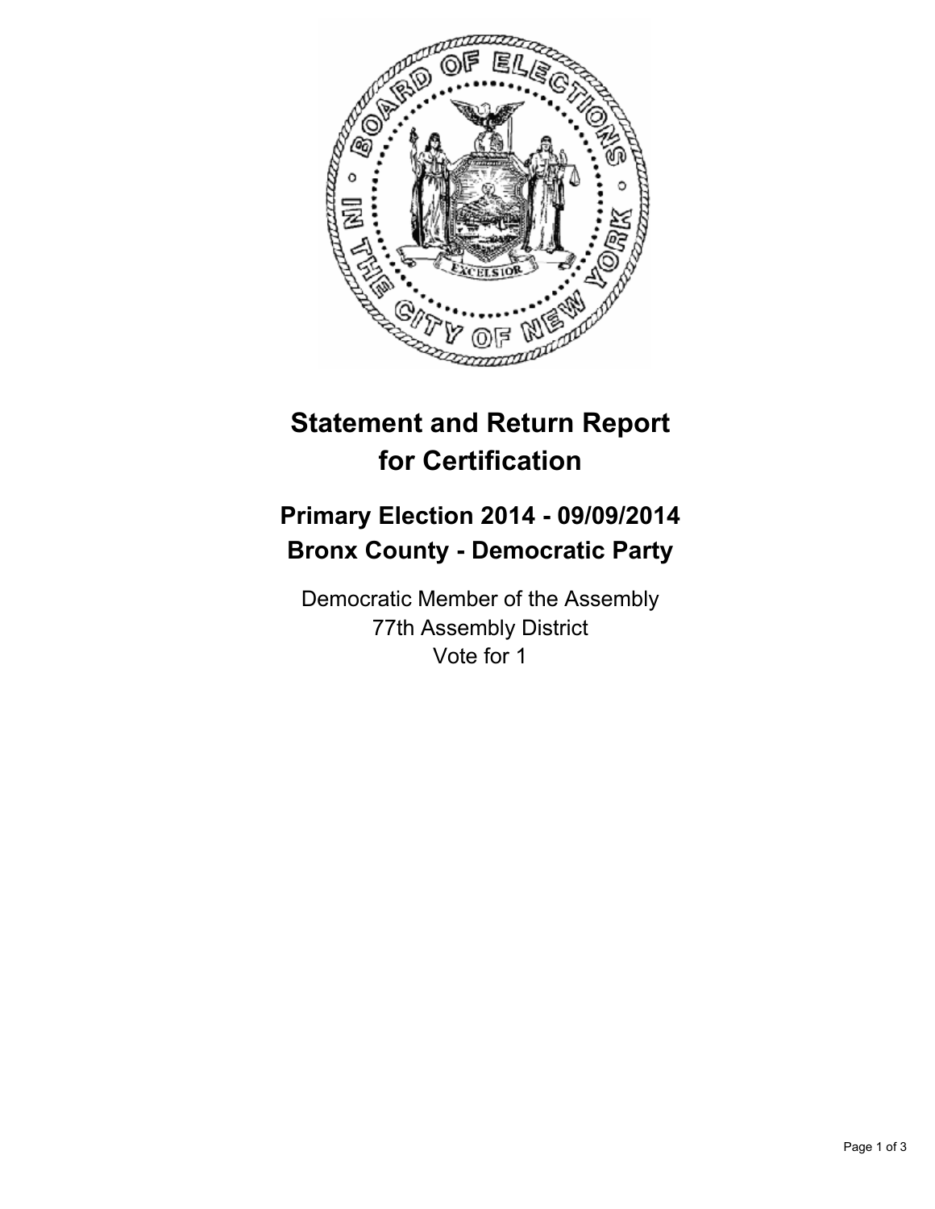# Statement and Return Report for Certification

## Primary Election 2014 - 09/09/2014
## Bronx County - Democratic Party

Democratic Member of the Assembly
77th Assembly District
Vote for 1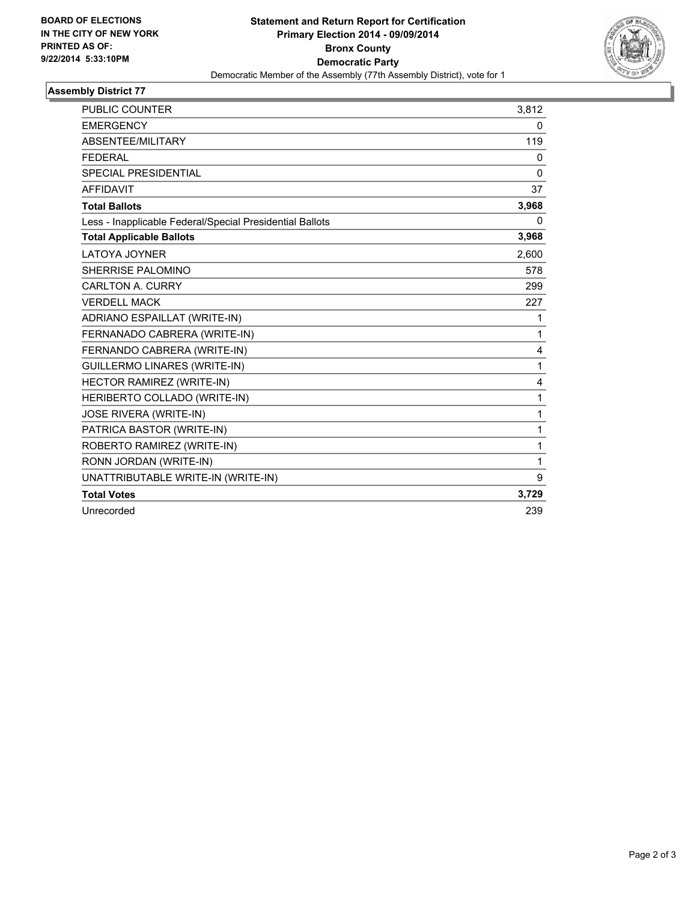BOARD OF ELECTIONS
IN THE CITY OF NEW YORK
PRINTED AS OF:
9/22/2014 5:33:10PM

# Statement and Return Report for Certification
## Primary Election 2014 - 09/09/2014
## Bronx County
## Democratic Party

Democratic Member of the Assembly (77th Assembly District), vote for 1

### Assembly District 77

| | |
|---|---|
| PUBLIC COUNTER | 3,812 |
| EMERGENCY | 0 |
| ABSENTEE/MILITARY | 119 |
| FEDERAL | 0 |
| SPECIAL PRESIDENTIAL | 0 |
| AFFIDAVIT | 37 |
| **Total Ballots** | **3,968** |
| Less - Inapplicable Federal/Special Presidential Ballots | 0 |
| **Total Applicable Ballots** | **3,968** |
| LATOYA JOYNER | 2,600 |
| SHERRISE PALOMINO | 578 |
| CARLTON A. CURRY | 299 |
| VERDELL MACK | 227 |
| ADRIANO ESPAILLAT (WRITE-IN) | 1 |
| FERNANADO CABRERA (WRITE-IN) | 1 |
| FERNANDO CABRERA (WRITE-IN) | 4 |
| GUILLERMO LINARES (WRITE-IN) | 1 |
| HECTOR RAMIREZ (WRITE-IN) | 4 |
| HERIBERTO COLLADO (WRITE-IN) | 1 |
| JOSE RIVERA (WRITE-IN) | 1 |
| PATRICA BASTOR (WRITE-IN) | 1 |
| ROBERTO RAMIREZ (WRITE-IN) | 1 |
| RONN JORDAN (WRITE-IN) | 1 |
| UNATTRIBUTABLE WRITE-IN (WRITE-IN) | 9 |
| **Total Votes** | **3,729** |
| Unrecorded | 239 |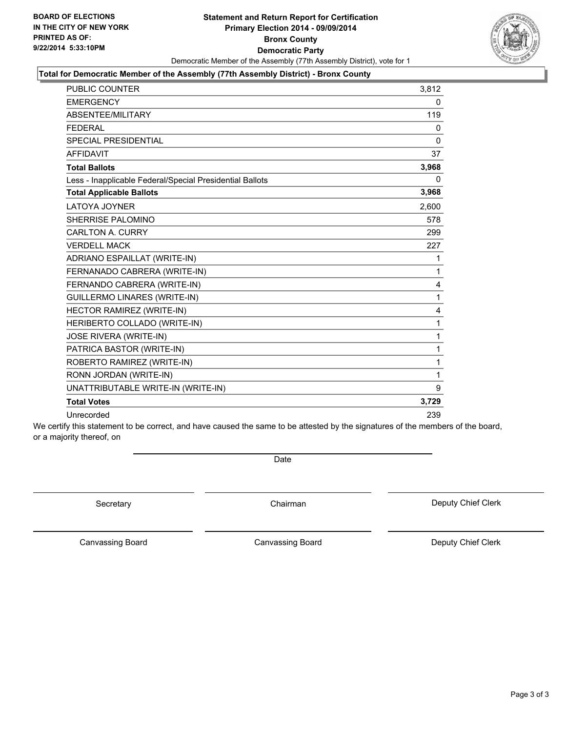**BOARD OF ELECTIONS IN THE CITY OF NEW YORK PRINTED AS OF: 9/22/2014 5:33:10PM**

# Statement and Return Report for Certification
## Primary Election 2014 - 09/09/2014
## Bronx County
## Democratic Party

Democratic Member of the Assembly (77th Assembly District), vote for 1

### Total for Democratic Member of the Assembly (77th Assembly District) - Bronx County

| | |
|---|---|
| PUBLIC COUNTER | 3,812 |
| EMERGENCY | 0 |
| ABSENTEE/MILITARY | 119 |
| FEDERAL | 0 |
| SPECIAL PRESIDENTIAL | 0 |
| AFFIDAVIT | 37 |
| **Total Ballots** | **3,968** |
| Less - Inapplicable Federal/Special Presidential Ballots | 0 |
| **Total Applicable Ballots** | **3,968** |
| LATOYA JOYNER | 2,600 |
| SHERRISE PALOMINO | 578 |
| CARLTON A. CURRY | 299 |
| VERDELL MACK | 227 |
| ADRIANO ESPAILLAT (WRITE-IN) | 1 |
| FERNANADO CABRERA (WRITE-IN) | 1 |
| FERNANDO CABRERA (WRITE-IN) | 4 |
| GUILLERMO LINARES (WRITE-IN) | 1 |
| HECTOR RAMIREZ (WRITE-IN) | 4 |
| HERIBERTO COLLADO (WRITE-IN) | 1 |
| JOSE RIVERA (WRITE-IN) | 1 |
| PATRICA BASTOR (WRITE-IN) | 1 |
| ROBERTO RAMIREZ (WRITE-IN) | 1 |
| RONN JORDAN (WRITE-IN) | 1 |
| UNATTRIBUTABLE WRITE-IN (WRITE-IN) | 9 |
| **Total Votes** | **3,729** |
| Unrecorded | 239 |

We certify this statement to be correct, and have caused the same to be attested by the signatures of the members of the board, or a majority thereof, on

Date

Secretary | Chairman | Deputy Chief Clerk

Canvassing Board | Canvassing Board | Deputy Chief Clerk